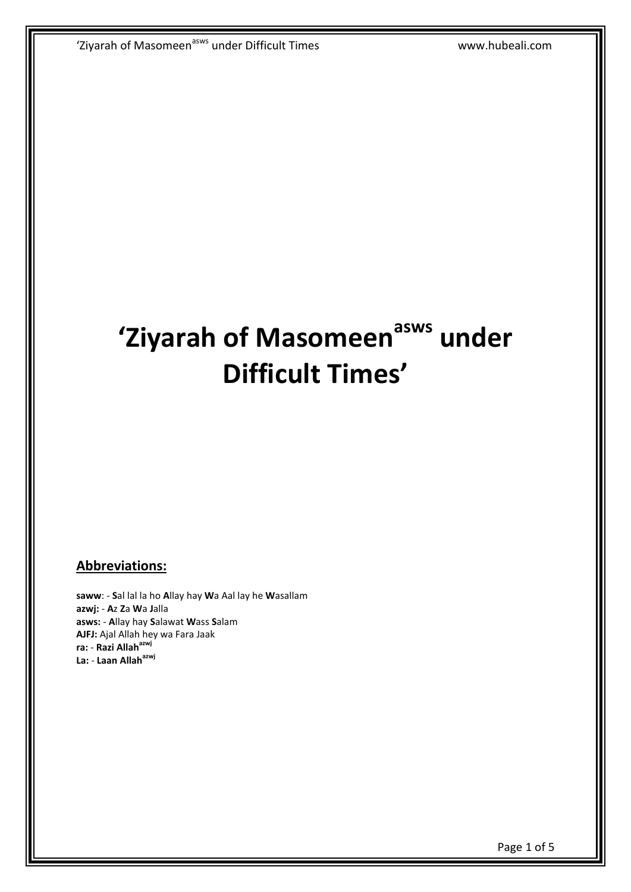# 'Ziyarah of Masomeen[asws] under Difficult Times'

## Abbreviations:

**saww**: - **S**al lal la ho **A**llay hay **W**a Aal lay he **W**asallam
**azwj:** - **A**z **Z**a **W**a **J**alla
**asws:** - **A**llay hay **S**alawat **W**ass **S**alam
**AJFJ:** Ajal Allah hey wa Fara Jaak
**ra:** - **Razi Allah[azwj]**
**La:** - **Laan Allah[azwj]**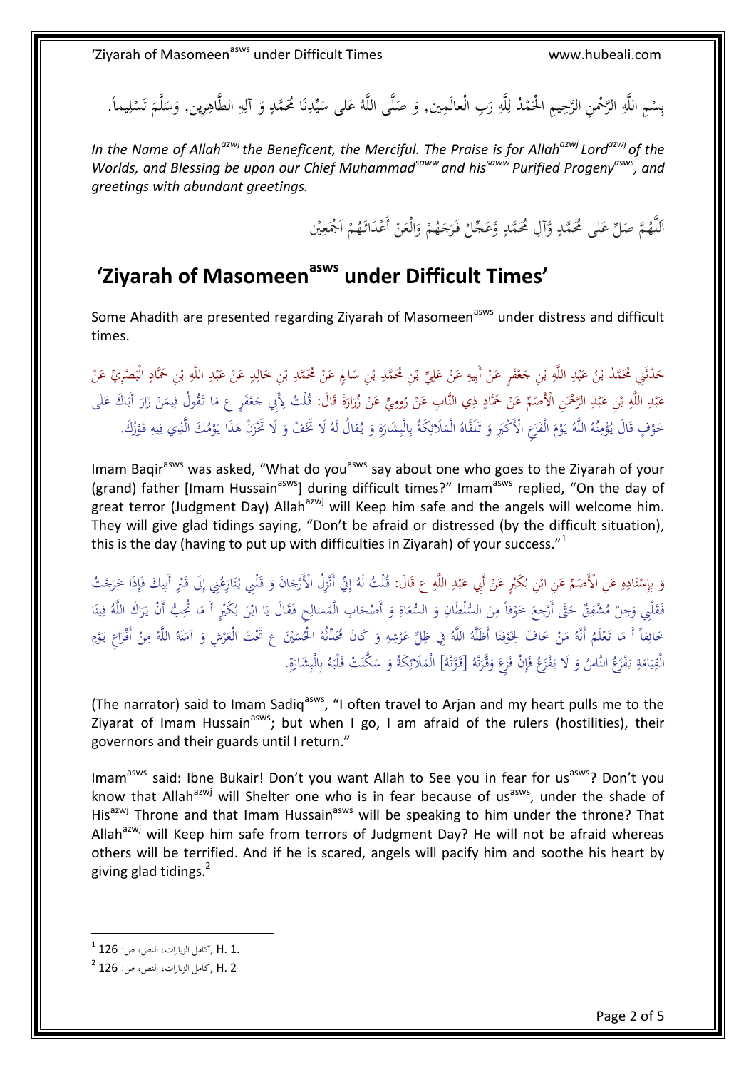بِسْمِ اللَّهِ الرَّحْمنِ الرَّحِيمِ الْحَمْدُ لِلَّهِ رَبِ الْعالَمِين, وَ صَلَّى اللَّهُ عَلى سَيِّدِنَا مُحَمَّدٍ وَ آلِهِ الطَّاهِرِين, وَسَلَّمَ تَسْلِيماً.

*In the Name of Allah[azwj] the Beneficent, the Merciful. The Praise is for Allah[azwj] Lord[azwj] of the Worlds, and Blessing be upon our Chief Muhammad[saww] and his[saww] Purified Progeny[asws], and greetings with abundant greetings.*

اَللَّهُمَّ صَلِّ عَلى مُحَمَّدٍ وَّآلِ مُحَمَّدٍ وَّعَجِّلْ فَرَجَهُمْ وَالْعَنْ أَعْدَائَهُمْ اَجْمَعِيْن

# 'Ziyarah of Masomeen[asws] under Difficult Times'

Some Ahadith are presented regarding Ziyarah of Masomeen[asws] under distress and difficult times.

حَدَّثَنِي مُحَمَّدُ بْنُ عَبْدِ اللَّهِ بْنِ جَعْفَرٍ عَنْ أَبِيهِ عَنْ عَلِيِّ بْنِ مُحَمَّدِ بْنِ سَالِمٍ عَنْ مُحَمَّدِ بْنِ خَالِدٍ عَنْ عَبْدِ اللَّهِ بْنِ حَمَّادٍ الْبَصْرِيِّ عَنْ عَبْدِ اللَّهِ بْنِ عَبْدِ الرَّحْمَنِ الْأَصَمِّ عَنْ حَمَّادٍ ذِي النَّابِ عَنْ رُومِيٍّ عَنْ زُرَارَةَ قَالَ: قُلْتُ لِأَبِي جَعْفَرٍ ع مَا تَقُولُ فِيمَنْ زَارَ أَبَاكَ عَلَى خَوْفٍ قَالَ يُؤْمِنُهُ اللَّهُ يَوْمَ الْفَزَعِ الْأَكْبَرِ وَ تَلَقَّاهُ الْمَلَائِكَةُ بِالْبِشَارَةِ وَ يُقَالُ لَهُ لَا تَخَفْ وَ لَا تَحْزَنْ هَذَا يَوْمُكَ الَّذِي فِيهِ فَوْزُكَ.

Imam Baqir[asws] was asked, "What do you[asws] say about one who goes to the Ziyarah of your (grand) father [Imam Hussain[asws]] during difficult times?" Imam[asws] replied, "On the day of great terror (Judgment Day) Allah[azwj] will Keep him safe and the angels will welcome him. They will give glad tidings saying, "Don't be afraid or distressed (by the difficult situation), this is the day (having to put up with difficulties in Ziyarah) of your success."[1]

وَ بِإِسْنَادِهِ عَنِ الْأَصَمِّ عَنِ ابْنِ بُكَيْرٍ عَنْ أَبِي عَبْدِ اللَّهِ ع قَالَ: قُلْتُ لَهُ إِنِّي أَنْزِلُ الْأَرَّجَانَ وَ قَلْبِي يُنَازِعُنِي إِلَى قَبْرِ أَبِيكَ فَإِذَا خَرَجْتُ فَقَلْبِي وَجِلٌ مُشْفِقٌ حَتَّى أَرْجِعَ خَوْفاً مِنَ السُّلْطَانِ وَ السُّعَاةِ وَ أَصْحَابِ الْمَسَالِحِ فَقَالَ يَا ابْنَ بُكَيْرٍ أَ مَا تُحِبُّ أَنْ يَرَاكَ اللَّهُ فِينَا خَائِفاً أَ مَا تَعْلَمُ أَنَّهُ مَنْ خَافَ لِخَوْفِنَا أَظَلَّهُ اللَّهُ فِي ظِلِّ عَرْشِهِ وَ كَانَ مُحَدِّثُهُ الْحُسَيْنَ ع تَحْتَ الْعَرْشِ وَ آمَنَهُ اللَّهُ مِنْ أَفْزَاعِ يَوْمِ الْقِيَامَةِ يَفْزَعُ النَّاسُ وَ لَا يَفْزَعُ فَإِنْ فَزِعَ وَقَّرَتْهُ [قَوَّتْهُ] الْمَلَائِكَةُ وَ سَكَّنَتْ قَلْبَهُ بِالْبِشَارَةِ.

(The narrator) said to Imam Sadiq[asws], "I often travel to Arjan and my heart pulls me to the Ziyarat of Imam Hussain[asws]; but when I go, I am afraid of the rulers (hostilities), their governors and their guards until I return."

Imam[asws] said: Ibne Bukair! Don't you want Allah to See you in fear for us[asws]? Don't you know that Allah[azwj] will Shelter one who is in fear because of us[asws], under the shade of His[azwj] Throne and that Imam Hussain[asws] will be speaking to him under the throne? That Allah[azwj] will Keep him safe from terrors of Judgment Day? He will not be afraid whereas others will be terrified. And if he is scared, angels will pacify him and soothe his heart by giving glad tidings.[2]

---

[1] كامل الزيارات، النص، ص: 126, H. 1.

[2] كامل الزيارات، النص، ص: 126, H. 2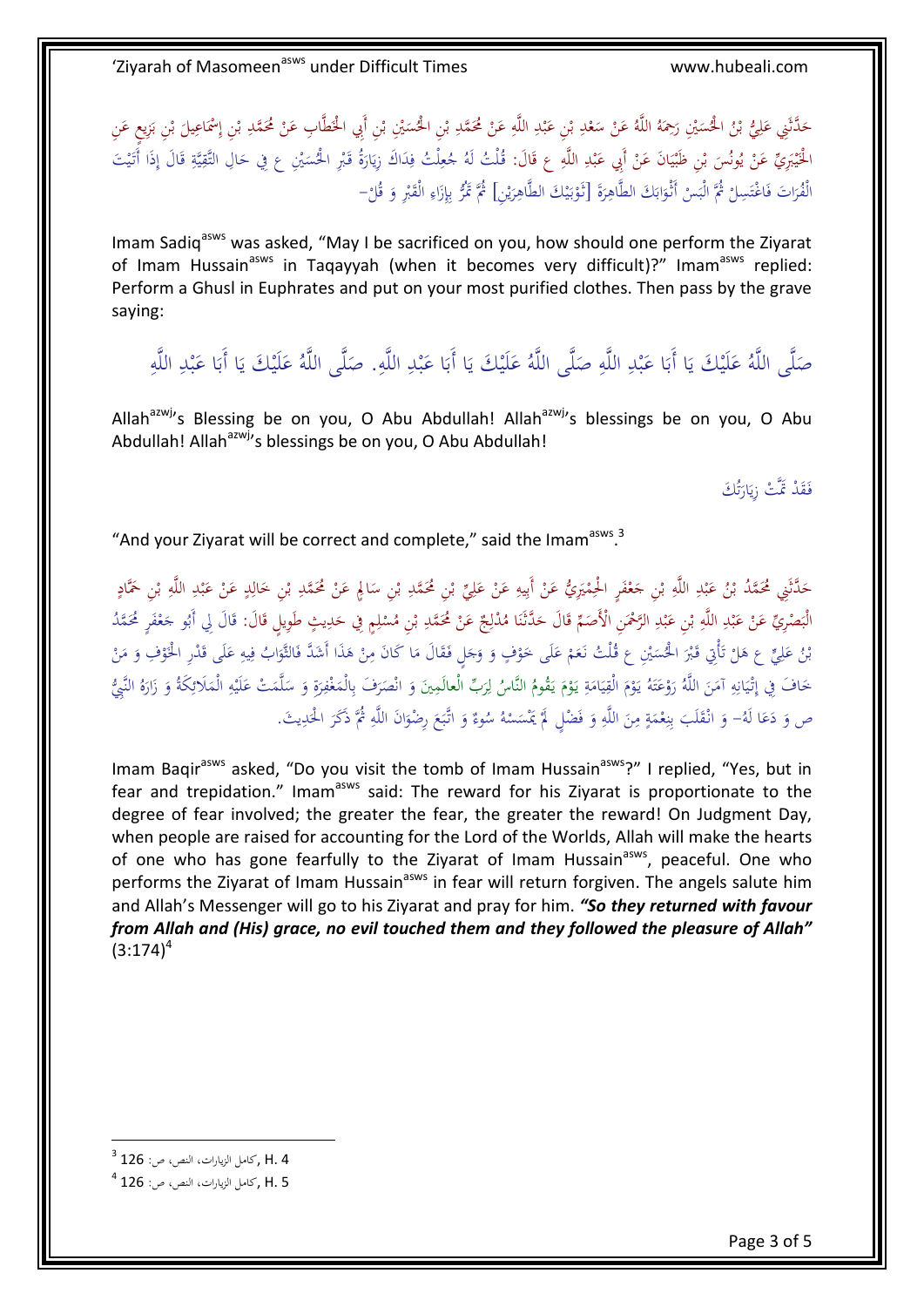حَدَّثَنِي عَلِيُّ بْنُ الْحُسَيْنِ رَحِمَهُ اللَّهُ عَنْ سَعْدِ بْنِ عَبْدِ اللَّهِ عَنْ مُحَمَّدِ بْنِ الْحُسَيْنِ بْنِ أَبِي الْخَطَّابِ عَنْ مُحَمَّدِ بْنِ إِسْمَاعِيلَ بْنِ بَزِيعٍ عَنِ الْخَيْبَرِيِّ عَنْ يُونُسَ بْنِ ظَبْيَانَ عَنْ أَبِي عَبْدِ اللَّهِ ع قَالَ: قُلْتُ لَهُ جُعِلْتُ فِدَاكَ زِيَارَةُ قَبْرِ الْحُسَيْنِ ع فِي حَالِ التَّقِيَّةِ قَالَ إِذَا أَتَيْتَ الْفُرَاتَ فَاغْتَسِلْ ثُمَّ الْبَسْ أَثْوَابَكَ الطَّاهِرَةَ [ثَوْبَيْكَ الطَّاهِرَيْنِ] ثُمَّ تَمُرُّ بِإِزَاءِ الْقَبْرِ وَ قُلْ-

Imam Sadiq[asws] was asked, "May I be sacrificed on you, how should one perform the Ziyarat of Imam Hussain[asws] in Taqayyah (when it becomes very difficult)?" Imam[asws] replied: Perform a Ghusl in Euphrates and put on your most purified clothes. Then pass by the grave saying:

صَلَّى اللَّهُ عَلَيْكَ يَا أَبَا عَبْدِ اللَّهِ صَلَّى اللَّهُ عَلَيْكَ يَا أَبَا عَبْدِ اللَّهِ. صَلَّى اللَّهُ عَلَيْكَ يَا أَبَا عَبْدِ اللَّهِ

Allah[azwj]'s Blessing be on you, O Abu Abdullah! Allah[azwj]'s blessings be on you, O Abu Abdullah! Allah[azwj]'s blessings be on you, O Abu Abdullah!

فَقَدْ تَمَّتْ زِيَارَتُكَ

"And your Ziyarat will be correct and complete," said the Imam[asws].[3]

حَدَّثَنِي مُحَمَّدُ بْنُ عَبْدِ اللَّهِ بْنِ جَعْفَرٍ الْحِمْيَرِيُّ عَنْ أَبِيهِ عَنْ عَلِيِّ بْنِ مُحَمَّدِ بْنِ سَالِمٍ عَنْ مُحَمَّدِ بْنِ خَالِدٍ عَنْ عَبْدِ اللَّهِ بْنِ حَمَّادٍ الْبَصْرِيِّ عَنْ عَبْدِ اللَّهِ بْنِ عَبْدِ الرَّحْمَنِ الْأَصَمِّ قَالَ حَدَّثَنَا مُدْلِجٌ عَنْ مُحَمَّدِ بْنِ مُسْلِمٍ فِي حَدِيثٍ طَوِيلٍ قَالَ: قَالَ لِي أَبُو جَعْفَرٍ مُحَمَّدُ بْنُ عَلِيٍّ ع هَلْ تَأْتِي قَبْرَ الْحُسَيْنِ ع قُلْتُ نَعَمْ عَلَى خَوْفٍ وَ وَجَلٍ فَقَالَ مَا كَانَ مِنْ هَذَا أَشَدَّ فَالثَّوَابُ فِيهِ عَلَى قَدْرِ الْخَوْفِ وَ مَنْ خَافَ فِي إِتْيَانِهِ آمَنَ اللَّهُ رَوْعَتَهُ يَوْمَ الْقِيَامَةِ يَوْمَ يَقُومُ النَّاسُ لِرَبِّ الْعالَمِينَ وَ انْصَرَفَ بِالْمَغْفِرَةِ وَ سَلَّمَتْ عَلَيْهِ الْمَلَائِكَةُ وَ زَارَهُ النَّبِيُّ ص وَ دَعَا لَهُ- وَ انْقَلَبَ بِنِعْمَةٍ مِنَ اللَّهِ وَ فَضْلٍ لَمْ يَمْسَسْهُ سُوءٌ وَ اتَّبَعَ رِضْوانَ اللَّهِ ثُمَّ ذَكَرَ الْحَدِيثَ.

Imam Baqir[asws] asked, "Do you visit the tomb of Imam Hussain[asws]?" I replied, "Yes, but in fear and trepidation." Imam[asws] said: The reward for his Ziyarat is proportionate to the degree of fear involved; the greater the fear, the greater the reward! On Judgment Day, when people are raised for accounting for the Lord of the Worlds, Allah will make the hearts of one who has gone fearfully to the Ziyarat of Imam Hussain[asws], peaceful. One who performs the Ziyarat of Imam Hussain[asws] in fear will return forgiven. The angels salute him and Allah's Messenger will go to his Ziyarat and pray for him. ***"So they returned with favour from Allah and (His) grace, no evil touched them and they followed the pleasure of Allah"*** (3:174)[4]

---

[3] H. 4 ,كامل الزيارات، النص، ص: 126

[4] H. 5 ,كامل الزيارات، النص، ص: 126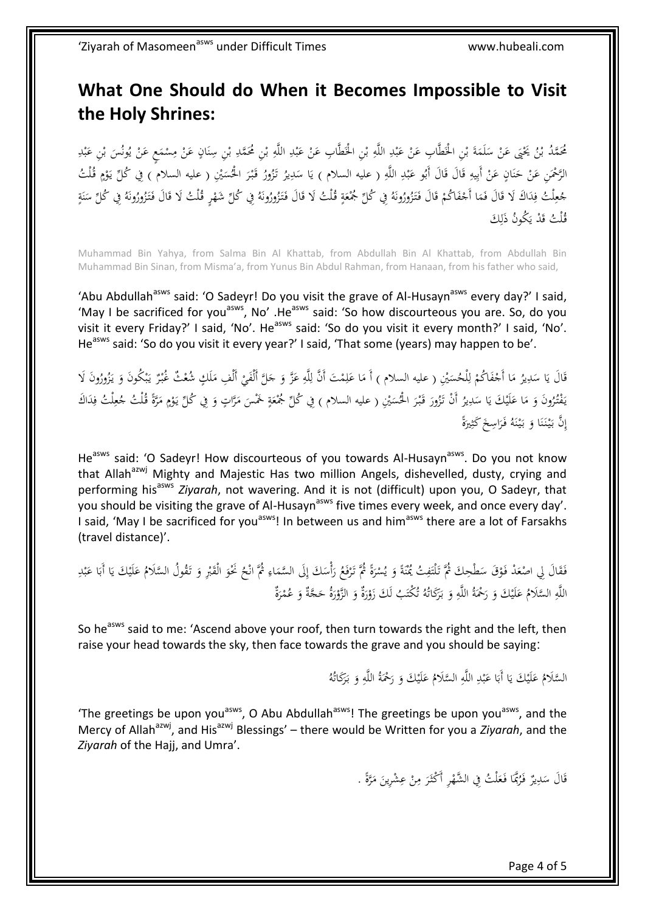## What One Should do When it Becomes Impossible to Visit the Holy Shrines:

مُحَمَّدُ بْنُ يَحْيَى عَنْ سَلَمَةَ بْنِ الْخَطَّابِ عَنْ عَبْدِ اللَّهِ بْنِ الْخَطَّابِ عَنْ عَبْدِ اللَّهِ بْنِ مُحَمَّدِ بْنِ سِنَانٍ عَنْ مِسْمَعٍ عَنْ يُونُسَ بْنِ عَبْدِ الرَّحْمَنِ عَنْ حَنَانٍ عَنْ أَبِيهِ قَالَ قَالَ أَبُو عَبْدِ اللَّهِ ( عليه السلام ) يَا سَدِيرُ تَزُورُ قَبْرَ الْحُسَيْنِ ( عليه السلام ) فِي كُلِّ يَوْمٍ قُلْتُ جُعِلْتُ فِدَاكَ لَا قَالَ فَمَا أَجْفَاكُمْ قَالَ فَتَزُورُونَهُ فِي كُلِّ جُمْعَةٍ قُلْتُ لَا قَالَ فَتَزُورُونَهُ فِي كُلِّ شَهْرٍ قُلْتُ لَا قَالَ فَتَزُورُونَهُ فِي كُلِّ سَنَةٍ قُلْتُ قَدْ يَكُونُ ذَلِكَ

Muhammad Bin Yahya, from Salma Bin Al Khattab, from Abdullah Bin Al Khattab, from Abdullah Bin Muhammad Bin Sinan, from Misma'a, from Yunus Bin Abdul Rahman, from Hanaan, from his father who said,

'Abu Abdullah[asws] said: 'O Sadeyr! Do you visit the grave of Al-Husayn[asws] every day?' I said, 'May I be sacrificed for you[asws], No' .He[asws] said: 'So how discourteous you are. So, do you visit it every Friday?' I said, 'No'. He[asws] said: 'So do you visit it every month?' I said, 'No'. He[asws] said: 'So do you visit it every year?' I said, 'That some (years) may happen to be'.

قَالَ يَا سَدِيرُ مَا أَجْفَاكُمْ لِلْحُسَيْنِ ( عليه السلام ) أَ مَا عَلِمْتَ أَنَّ لِلَّهِ عَزَّ وَ جَلَّ أَلْفَيْ أَلْفِ مَلَكٍ شُعْثٌ غُبْرٌ يَبْكُونَ وَ يَزُورُونَ لَا يَفْتُرُونَ وَ مَا عَلَيْكَ يَا سَدِيرُ أَنْ تَزُورَ قَبْرَ الْحُسَيْنِ ( عليه السلام ) فِي كُلِّ جُمْعَةٍ خَمْسَ مَرَّاتٍ وَ فِي كُلِّ يَوْمٍ مَرَّةً قُلْتُ جُعِلْتُ فِدَاكَ إِنَّ بَيْنَنَا وَ بَيْنَهُ فَرَاسِخَ كَثِيرَةً

He[asws] said: 'O Sadeyr! How discourteous of you towards Al-Husayn[asws]. Do you not know that Allah[azwj] Mighty and Majestic Has two million Angels, dishevelled, dusty, crying and performing his[asws] *Ziyarah*, not wavering. And it is not (difficult) upon you, O Sadeyr, that you should be visiting the grave of Al-Husayn[asws] five times every week, and once every day'. I said, 'May I be sacrificed for you[asws]! In between us and him[asws] there are a lot of Farsakhs (travel distance)'.

فَقَالَ لِي اصْعَدْ فَوْقَ سَطْحِكَ ثُمَّ تَلْتَفِتُ يُمْنَةً وَ يُسْرَةً ثُمَّ تَرْفَعُ رَأْسَكَ إِلَى السَّمَاءِ ثُمَّ انْحُ نَحْوَ الْقَبْرِ وَ تَقُولُ السَّلَامُ عَلَيْكَ يَا أَبَا عَبْدِ اللَّهِ السَّلَامُ عَلَيْكَ وَ رَحْمَةُ اللَّهِ وَ بَرَكَاتُهُ تُكْتَبُ لَكَ زَوْرَةٌ وَ الزَّوْرَةُ حَجَّةٌ وَ عُمْرَةٌ

So he[asws] said to me: 'Ascend above your roof, then turn towards the right and the left, then raise your head towards the sky, then face towards the grave and you should be saying:

السَّلَامُ عَلَيْكَ يَا أَبَا عَبْدِ اللَّهِ السَّلَامُ عَلَيْكَ وَ رَحْمَةُ اللَّهِ وَ بَرَكَاتُهُ

'The greetings be upon you[asws], O Abu Abdullah[asws]! The greetings be upon you[asws], and the Mercy of Allah[azwj], and His[azwj] Blessings' – there would be Written for you a *Ziyarah*, and the *Ziyarah* of the Hajj, and Umra'.

قَالَ سَدِيرٌ فَرُبَّمَا فَعَلْتُ فِي الشَّهْرِ أَكْثَرَ مِنْ عِشْرِينَ مَرَّةً .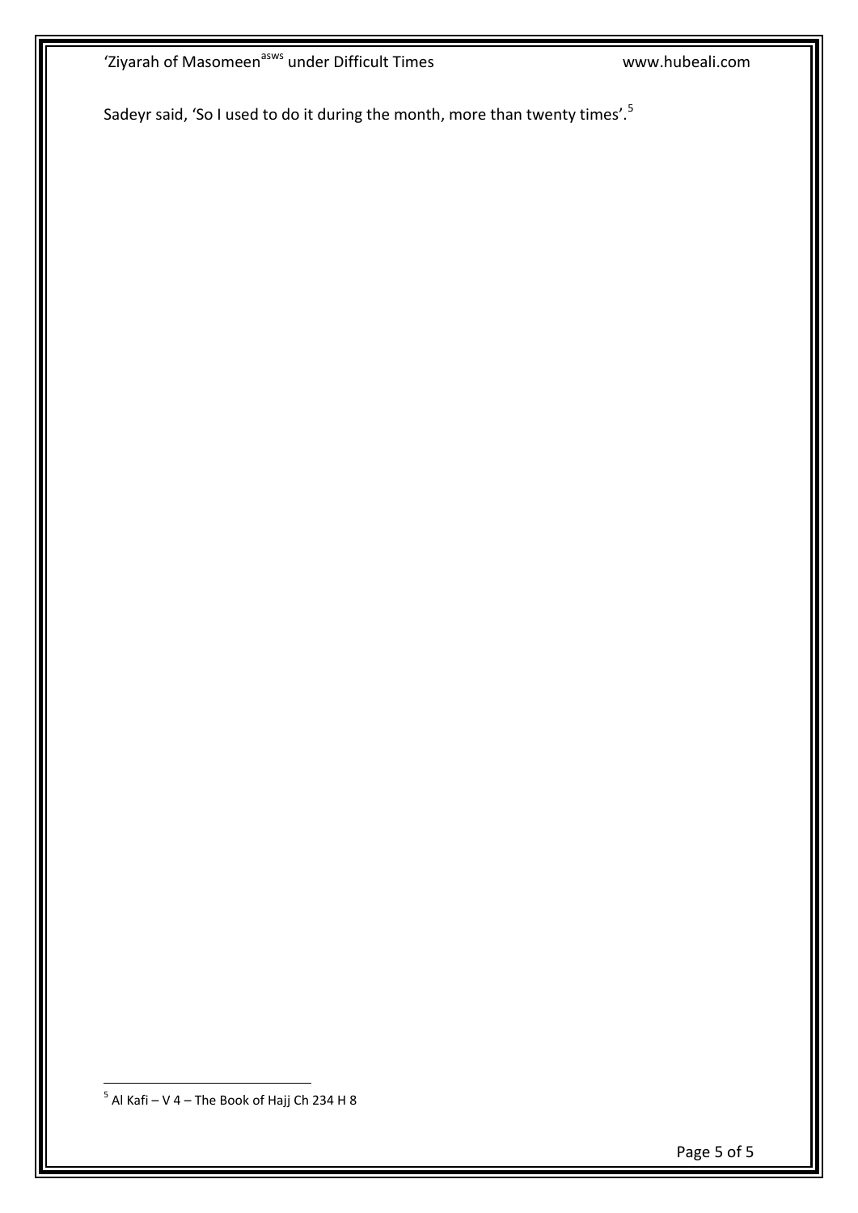Sadeyr said, 'So I used to do it during the month, more than twenty times'.[5]

[5] Al Kafi – V 4 – The Book of Hajj Ch 234 H 8